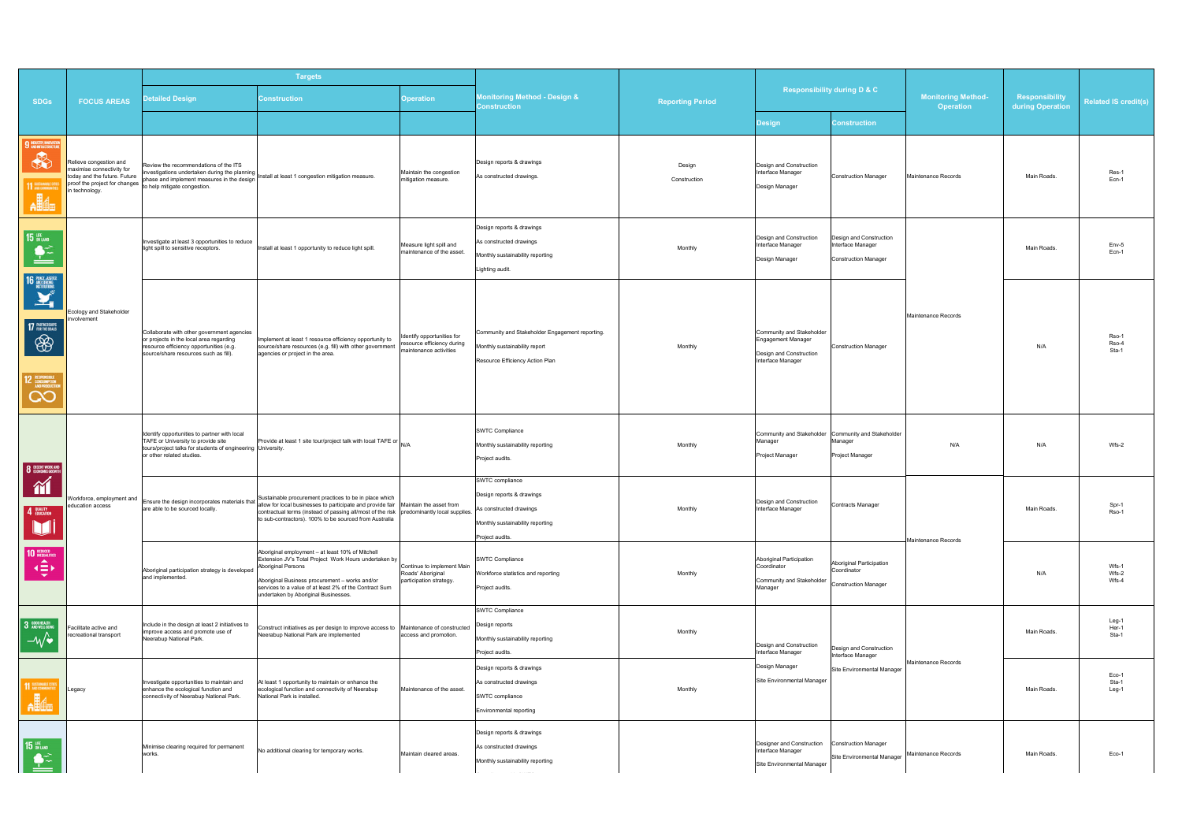| SDGs | FOCUS AREAS | Targets | | | Monitoring Method - Design & Construction | Reporting Period | Responsibility during D & C | | Monitoring Method-Operation | Responsibility during Operation | Related IS credit(s) |
|---|---|---|---|---|---|---|---|---|---|---|---|
| | | Detailed Design | Construction | Operation | | | Design | Construction | | | |
| 9 INDUSTRY, INNOVATION AND INFRASTRUCTURE; 11 SUSTAINABLE CITIES AND COMMUNITIES | Relieve congestion and maximise connectivity for today and the future. Future proof the project for changes in technology. | Review the recommendations of the ITS investigations undertaken during the planning phase and implement measures in the design to help mitigate congestion. | Install at least 1 congestion mitigation measure. | Maintain the congestion mitigation measure. | Design reports & drawings<br>As constructed drawings. | Design<br>Construction | Design and Construction Interface Manager<br>Design Manager | Construction Manager | Maintenance Records | Main Roads. | Res-1<br>Ecn-1 |
| 15 LIFE ON LAND; 16 PEACE, JUSTICE AND STRONG INSTITUTIONS; 17 PARTNERSHIPS FOR THE GOALS; 12 RESPONSIBLE CONSUMPTION AND PRODUCTION | Ecology and Stakeholder involvement | Investigate at least 3 opportunities to reduce light spill to sensitive receptors. | Install at least 1 opportunity to reduce light spill. | Measure light spill and maintenance of the asset. | Design reports & drawings<br>As constructed drawings<br>Monthly sustainability reporting<br>Lighting audit. | Monthly | Design and Construction Interface Manager<br>Design Manager | Design and Construction Interface Manager<br>Construction Manager | Maintenance Records | Main Roads. | Env-5<br>Ecn-1 |
| | | Collaborate with other government agencies or projects in the local area regarding resource efficiency opportunities (e.g. source/share resources such as fill). | Implement at least 1 resource efficiency opportunity to source/share resources (e.g. fill) with other government agencies or project in the area. | Identify opportunities for resource efficiency during maintenance activities | Community and Stakeholder Engagement reporting.<br>Monthly sustainability report<br>Resource Efficiency Action Plan | Monthly | Community and Stakeholder Engagement Manager<br>Design and Construction Interface Manager | Construction Manager | | N/A | Rso-1<br>Rso-4<br>Sta-1 |
| 8 DECENT WORK AND ECONOMIC GROWTH; 4 QUALITY EDUCATION; 10 REDUCED INEQUALITIES | Workforce, employment and education access | Identify opportunities to partner with local TAFE or University to provide site tours/project talks for students of engineering or other related studies. | Provide at least 1 site tour/project talk with local TAFE or University. | N/A | SWTC Compliance<br>Monthly sustainability reporting<br>Project audits. | Monthly | Community and Stakeholder Manager<br>Project Manager | Community and Stakeholder Manager<br>Project Manager | N/A | N/A | Wfs-2 |
| | | Ensure the design incorporates materials that are able to be sourced locally. | Sustainable procurement practices to be in place which allow for local businesses to participate and provide fair contractual terms (instead of passing all/most of the risk to sub-contractors). 100% to be sourced from Australia | Maintain the asset from predominantly local supplies. | SWTC compliance<br>Design reports & drawings<br>As constructed drawings<br>Monthly sustainability reporting<br>Project audits. | Monthly | Design and Construction Interface Manager | Contracts Manager | Maintenance Records | Main Roads. | Spr-1<br>Rso-1 |
| | | Aboriginal participation strategy is developed and implemented. | Aboriginal employment – at least 10% of Mitchell Extension JV's Total Project Work Hours undertaken by Aboriginal Persons<br>Aboriginal Business procurement – works and/or services to a value of at least 2% of the Contract Sum undertaken by Aboriginal Businesses. | Continue to implement Main Roads' Aboriginal participation strategy. | SWTC Compliance<br>Workforce statistics and reporting<br>Project audits. | Monthly | Aboriginal Participation Coordinator<br>Community and Stakeholder Manager | Aboriginal Participation Coordinator<br>Construction Manager | | N/A | Wfs-1<br>Wfs-2<br>Wfs-4 |
| 3 GOOD HEALTH AND WELL-BEING | Facilitate active and recreational transport | Include in the design at least 2 initiatives to improve access and promote use of Neerabup National Park. | Construct initiatives as per design to improve access to Neerabup National Park are implemented | Maintenance of constructed access and promotion. | SWTC Compliance<br>Design reports<br>Monthly sustainability reporting<br>Project audits. | Monthly | Design and Construction Interface Manager<br>Design Manager<br>Site Environmental Manager | Design and Construction Interface Manager<br>Site Environmental Manager | Maintenance Records | Main Roads. | Leg-1<br>Her-1<br>Sta-1 |
| 11 SUSTAINABLE CITIES AND COMMUNITIES | Legacy | Investigate opportunities to maintain and enhance the ecological function and connectivity of Neerabup National Park. | At least 1 opportunity to maintain or enhance the ecological function and connectivity of Neerabup National Park is installed. | Maintenance of the asset. | Design reports & drawings<br>As constructed drawings<br>SWTC compliance<br>Environmental reporting | Monthly | | | | Main Roads. | Eco-1<br>Sta-1<br>Leg-1 |
| 15 LIFE ON LAND | | Minimise clearing required for permanent works. | No additional clearing for temporary works. | Maintain cleared areas. | Design reports & drawings<br>As constructed drawings<br>Monthly sustainability reporting | | Designer and Construction Interface Manager<br>Site Environmental Manager | Construction Manager<br>Site Environmental Manager | Maintenance Records | Main Roads. | Eco-1 |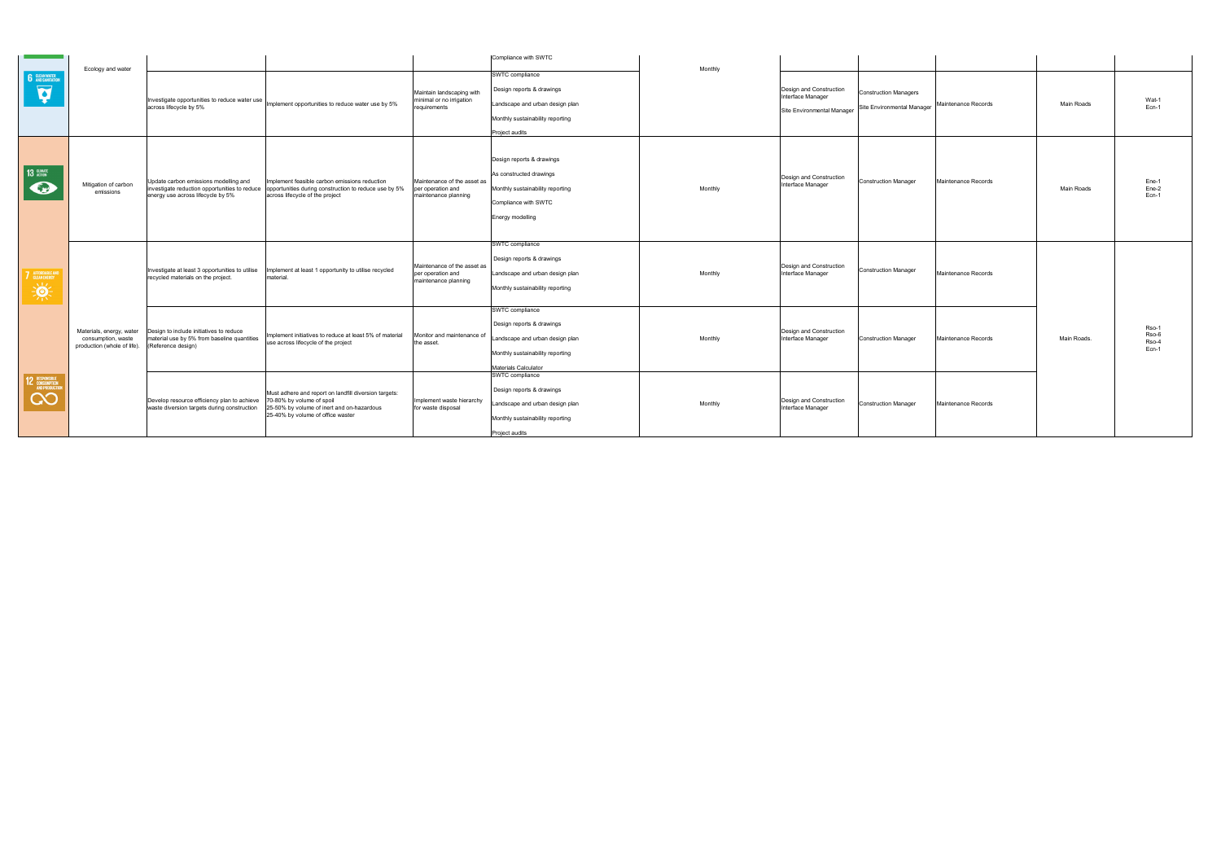| | | | | | | | | | | | |
|---|---|---|---|---|---|---|---|---|---|---|---|
| 6 CLEAN WATER AND SANITATION | Ecology and water | | | | Compliance with SWTC | Monthly | | | | | |
| | | Investigate opportunities to reduce water use across lifecycle by 5% | Implement opportunities to reduce water use by 5% | Maintain landscaping with minimal or no irrigation requirements | SWTC compliance<br>Design reports & drawings<br>Landscape and urban design plan<br>Monthly sustainability reporting<br>Project audits | | Design and Construction Interface Manager<br>Site Environmental Manager | Construction Managers<br>Site Environmental Manager | Maintenance Records | Main Roads | Wat-1<br>Ecn-1 |
| 13 CLIMATE ACTION | Mitigation of carbon emissions | Update carbon emissions modelling and investigate reduction opportunities to reduce energy use across lifecycle by 5% | Implement feasible carbon emissions reduction opportunities during construction to reduce use by 5% across lifecycle of the project | Maintenance of the asset as per operation and maintenance planning | Design reports & drawings<br>As constructed drawings<br>Monthly sustainability reporting<br>Compliance with SWTC<br>Energy modelling | Monthly | Design and Construction Interface Manager | Construction Manager | Maintenance Records | Main Roads | Ene-1<br>Ene-2<br>Ecn-1 |
| 7 AFFORDABLE AND CLEAN ENERGY | Materials, energy, water consumption, waste production (whole of life). | Investigate at least 3 opportunities to utilise recycled materials on the project. | Implement at least 1 opportunity to utilise recycled material. | Maintenance of the asset as per operation and maintenance planning | SWTC compliance<br>Design reports & drawings<br>Landscape and urban design plan<br>Monthly sustainability reporting | Monthly | Design and Construction Interface Manager | Construction Manager | Maintenance Records | Main Roads. | Rso-1<br>Rso-6<br>Rso-4<br>Ecn-1 |
| | | Design to include initiatives to reduce material use by 5% from baseline quantities (Reference design) | Implement initiatives to reduce at least 5% of material use across lifecycle of the project | Monitor and maintenance of the asset. | SWTC compliance<br>Design reports & drawings<br>Landscape and urban design plan<br>Monthly sustainability reporting<br>Materials Calculator | Monthly | Design and Construction Interface Manager | Construction Manager | Maintenance Records | | |
| 12 RESPONSIBLE CONSUMPTION AND PRODUCTION | | Develop resource efficiency plan to achieve waste diversion targets during construction | Must adhere and report on landfill diversion targets:<br>70-80% by volume of spoil<br>25-50% by volume of inert and on-hazardous<br>25-40% by volume of office waster | Implement waste hierarchy for waste disposal | SWTC compliance<br>Design reports & drawings<br>Landscape and urban design plan<br>Monthly sustainability reporting<br>Project audits | Monthly | Design and Construction Interface Manager | Construction Manager | Maintenance Records | | |